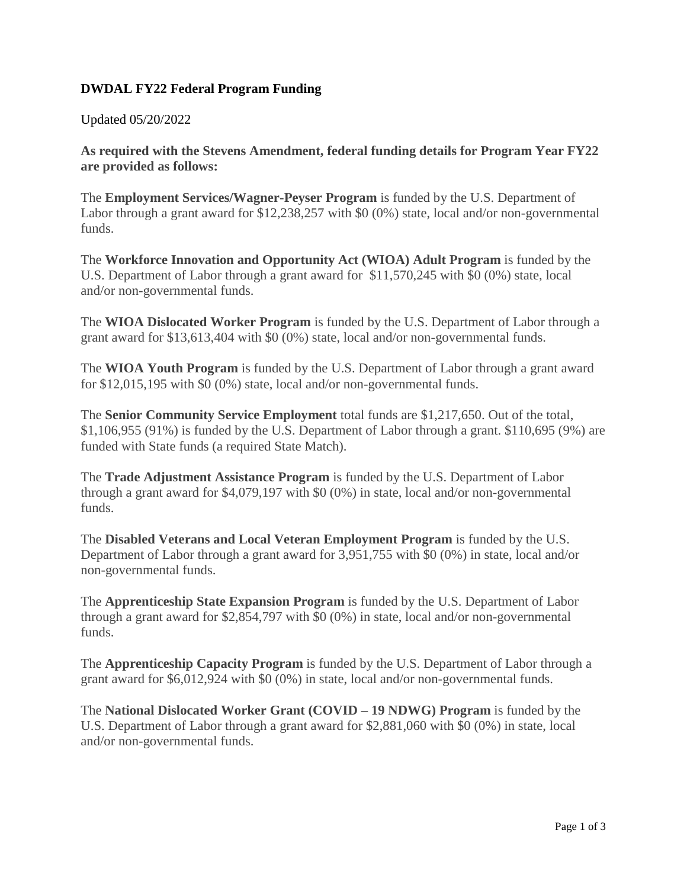**DWDAL FY22 Federal Program Funding**

Updated 05/20/2022

**As required with the Stevens Amendment, federal funding details for Program Year FY22 are provided as follows:**

The **Employment Services/Wagner-Peyser Program** is funded by the U.S. Department of Labor through a grant award for $12,238,257 with $0 (0%) state, local and/or non-governmental funds.

The **Workforce Innovation and Opportunity Act (WIOA) Adult Program** is funded by the U.S. Department of Labor through a grant award for $11,570,245 with $0 (0%) state, local and/or non-governmental funds.

The **WIOA Dislocated Worker Program** is funded by the U.S. Department of Labor through a grant award for $13,613,404 with $0 (0%) state, local and/or non-governmental funds.

The **WIOA Youth Program** is funded by the U.S. Department of Labor through a grant award for $12,015,195 with $0 (0%) state, local and/or non-governmental funds.

The **Senior Community Service Employment** total funds are $1,217,650. Out of the total, $1,106,955 (91%) is funded by the U.S. Department of Labor through a grant. $110,695 (9%) are funded with State funds (a required State Match).

The **Trade Adjustment Assistance Program** is funded by the U.S. Department of Labor through a grant award for $4,079,197 with $0 (0%) in state, local and/or non-governmental funds.

The **Disabled Veterans and Local Veteran Employment Program** is funded by the U.S. Department of Labor through a grant award for 3,951,755 with $0 (0%) in state, local and/or non-governmental funds.

The **Apprenticeship State Expansion Program** is funded by the U.S. Department of Labor through a grant award for $2,854,797 with $0 (0%) in state, local and/or non-governmental funds.

The **Apprenticeship Capacity Program** is funded by the U.S. Department of Labor through a grant award for $6,012,924 with $0 (0%) in state, local and/or non-governmental funds.

The **National Dislocated Worker Grant (COVID – 19 NDWG) Program** is funded by the U.S. Department of Labor through a grant award for $2,881,060 with $0 (0%) in state, local and/or non-governmental funds.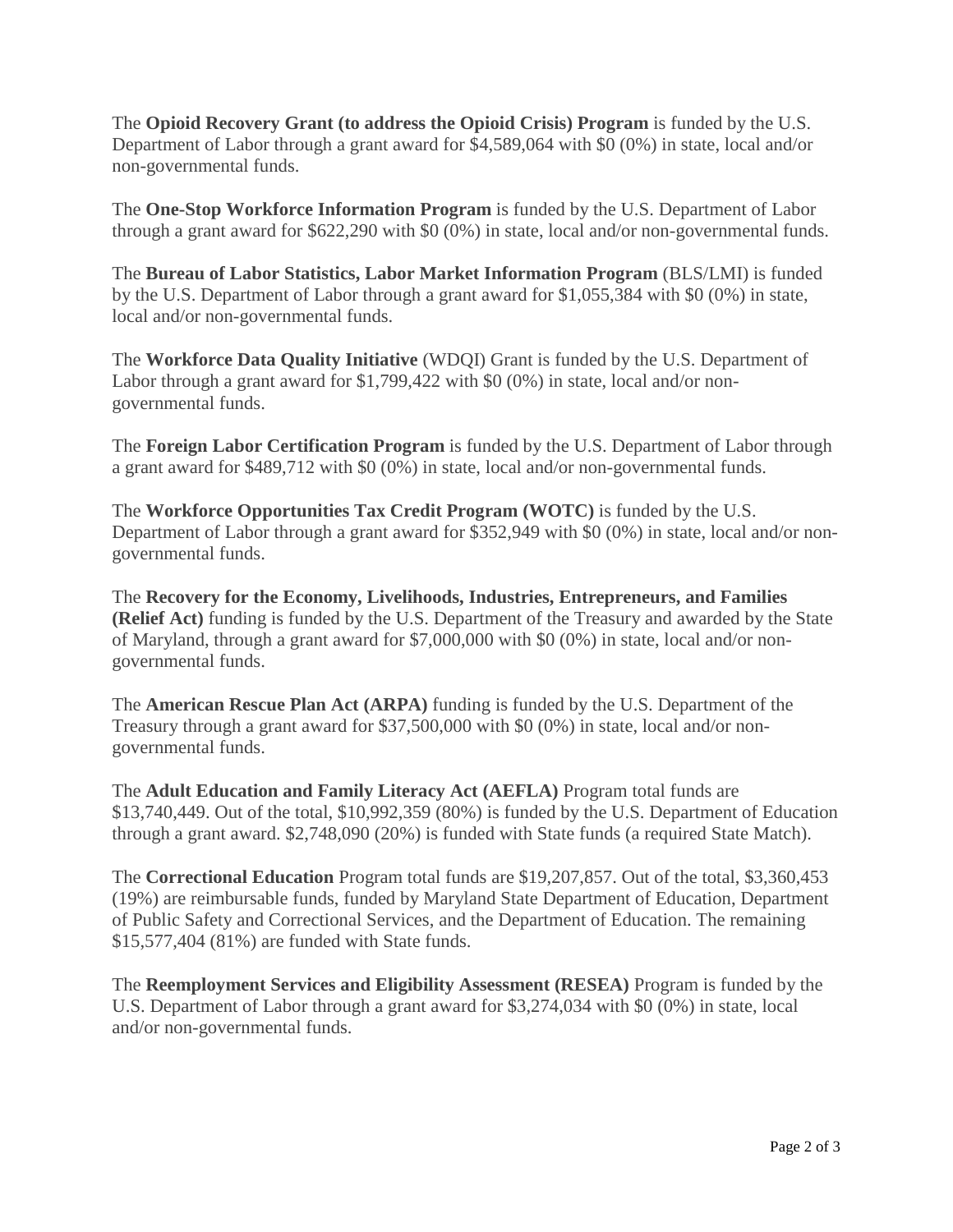The **Opioid Recovery Grant (to address the Opioid Crisis) Program** is funded by the U.S. Department of Labor through a grant award for $4,589,064 with $0 (0%) in state, local and/or non-governmental funds.

The **One-Stop Workforce Information Program** is funded by the U.S. Department of Labor through a grant award for $622,290 with $0 (0%) in state, local and/or non-governmental funds.

The **Bureau of Labor Statistics, Labor Market Information Program** (BLS/LMI) is funded by the U.S. Department of Labor through a grant award for $1,055,384 with $0 (0%) in state, local and/or non-governmental funds.

The **Workforce Data Quality Initiative** (WDQI) Grant is funded by the U.S. Department of Labor through a grant award for $1,799,422 with $0 (0%) in state, local and/or non-governmental funds.

The **Foreign Labor Certification Program** is funded by the U.S. Department of Labor through a grant award for $489,712 with $0 (0%) in state, local and/or non-governmental funds.

The **Workforce Opportunities Tax Credit Program (WOTC)** is funded by the U.S. Department of Labor through a grant award for $352,949 with $0 (0%) in state, local and/or non-governmental funds.

The **Recovery for the Economy, Livelihoods, Industries, Entrepreneurs, and Families (Relief Act)** funding is funded by the U.S. Department of the Treasury and awarded by the State of Maryland, through a grant award for $7,000,000 with $0 (0%) in state, local and/or non-governmental funds.

The **American Rescue Plan Act (ARPA)** funding is funded by the U.S. Department of the Treasury through a grant award for $37,500,000 with $0 (0%) in state, local and/or non-governmental funds.

The **Adult Education and Family Literacy Act (AEFLA)** Program total funds are $13,740,449. Out of the total, $10,992,359 (80%) is funded by the U.S. Department of Education through a grant award. $2,748,090 (20%) is funded with State funds (a required State Match).

The **Correctional Education** Program total funds are $19,207,857. Out of the total, $3,360,453 (19%) are reimbursable funds, funded by Maryland State Department of Education, Department of Public Safety and Correctional Services, and the Department of Education. The remaining $15,577,404 (81%) are funded with State funds.

The **Reemployment Services and Eligibility Assessment (RESEA)** Program is funded by the U.S. Department of Labor through a grant award for $3,274,034 with $0 (0%) in state, local and/or non-governmental funds.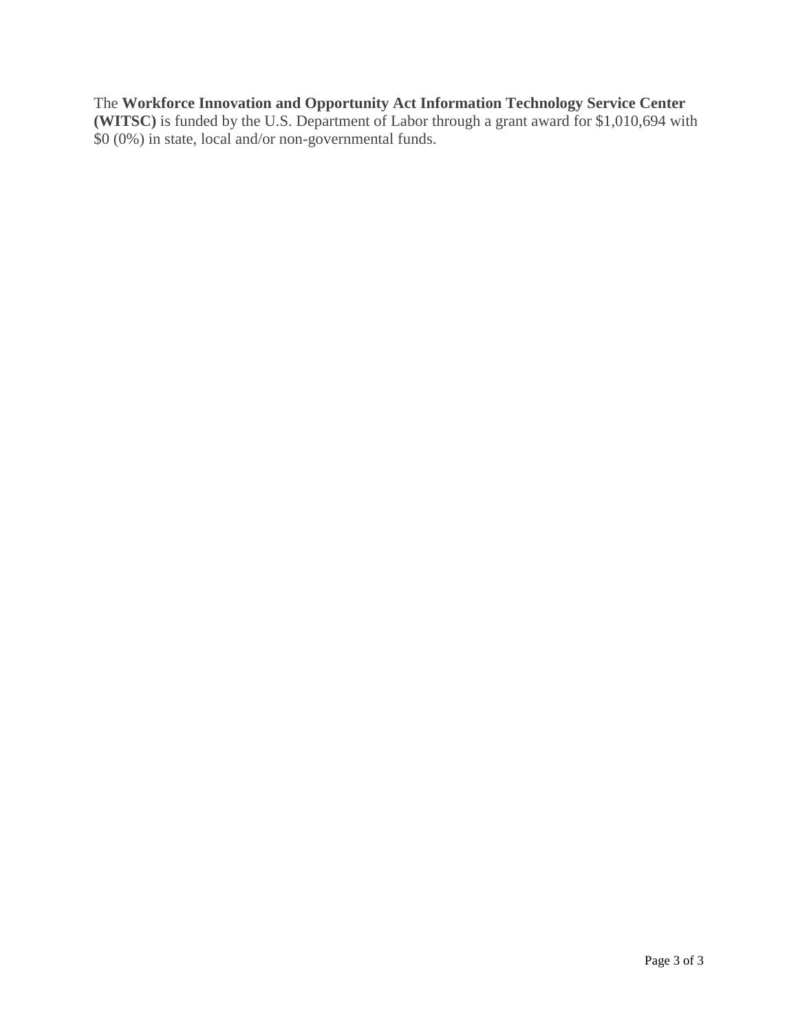The **Workforce Innovation and Opportunity Act Information Technology Service Center (WITSC)** is funded by the U.S. Department of Labor through a grant award for $1,010,694 with $0 (0%) in state, local and/or non-governmental funds.